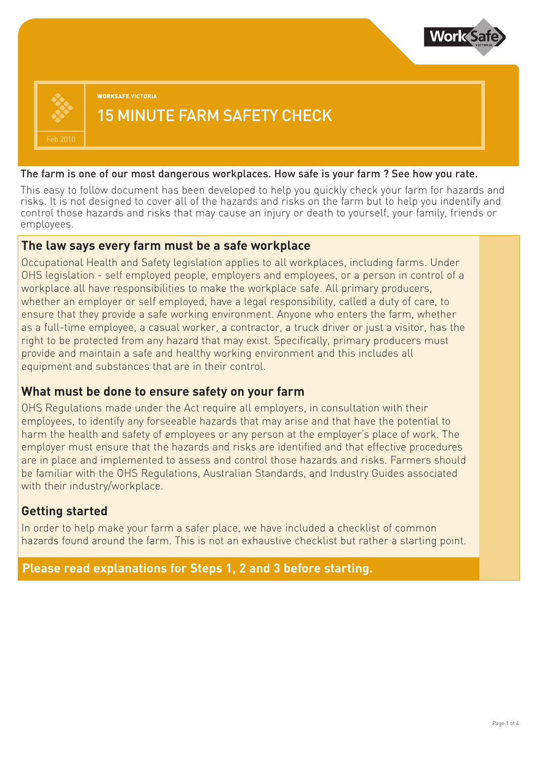WORKSAFE VICTORIA

# 15 MINUTE FARM SAFETY CHECK

Feb 2010

**The farm is one of our most dangerous workplaces. How safe is your farm ? See how you rate.**

This easy to follow document has been developed to help you quickly check your farm for hazards and risks. It is not designed to cover all of the hazards and risks on the farm but to help you indentify and control those hazards and risks that may cause an injury or death to yourself, your family, friends or employees.

## The law says every farm must be a safe workplace

Occupational Health and Safety legislation applies to all workplaces, including farms. Under OHS legislation - self employed people, employers and employees, or a person in control of a workplace all have responsibilities to make the workplace safe. All primary producers, whether an employer or self employed, have a legal responsibility, called a duty of care, to ensure that they provide a safe working environment. Anyone who enters the farm, whether as a full-time employee, a casual worker, a contractor, a truck driver or just a visitor, has the right to be protected from any hazard that may exist. Specifically, primary producers must provide and maintain a safe and healthy working environment and this includes all equipment and substances that are in their control.

## What must be done to ensure safety on your farm

OHS Regulations made under the Act require all employers, in consultation with their employees, to identify any forseeable hazards that may arise and that have the potential to harm the health and safety of employees or any person at the employer's place of work. The employer must ensure that the hazards and risks are identified and that effective procedures are in place and implemented to assess and control those hazards and risks. Farmers should be familiar with the OHS Regulations, Australian Standards, and Industry Guides associated with their industry/workplace.

## Getting started

In order to help make your farm a safer place, we have included a checklist of common hazards found around the farm. This is not an exhaustive checklist but rather a starting point.

**Please read explanations for Steps 1, 2 and 3 before starting.**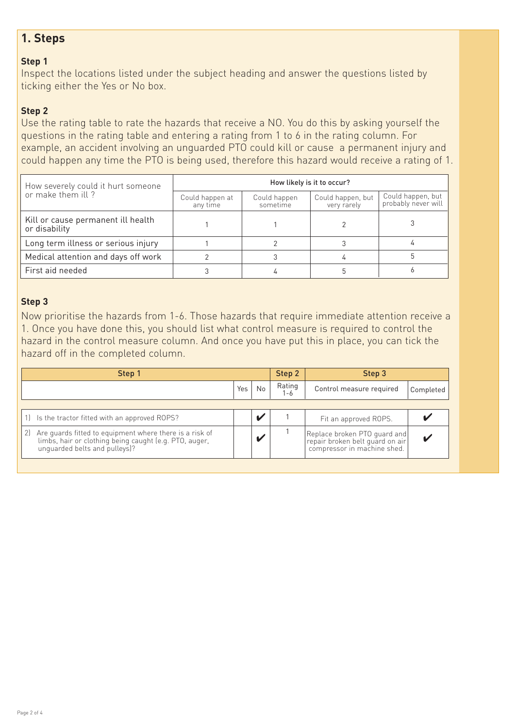## 1. Steps

**Step 1**

Inspect the locations listed under the subject heading and answer the questions listed by ticking either the Yes or No box.

**Step 2**

Use the rating table to rate the hazards that receive a NO. You do this by asking yourself the questions in the rating table and entering a rating from 1 to 6 in the rating column. For example, an accident involving an unguarded PTO could kill or cause a permanent injury and could happen any time the PTO is being used, therefore this hazard would receive a rating of 1.

| How severely could it hurt someone or make them ill ? | How likely is it to occur? | | | |
|---|---|---|---|---|
| | Could happen at any time | Could happen sometime | Could happen, but very rarely | Could happen, but probably never will |
| Kill or cause permanent ill health or disability | 1 | 1 | 2 | 3 |
| Long term illness or serious injury | 1 | 2 | 3 | 4 |
| Medical attention and days off work | 2 | 3 | 4 | 5 |
| First aid needed | 3 | 4 | 5 | 6 |

**Step 3**

Now prioritise the hazards from 1-6. Those hazards that require immediate attention receive a 1. Once you have done this, you should list what control measure is required to control the hazard in the control measure column. And once you have put this in place, you can tick the hazard off in the completed column.

| Step 1 | | | Step 2 | Step 3 | |
|---|---|---|---|---|---|
| | Yes | No | Rating 1-6 | Control measure required | Completed |
| 1) Is the tractor fitted with an approved ROPS? | | ✔ | 1 | Fit an approved ROPS. | ✔ |
| 2) Are guards fitted to equipment where there is a risk of limbs, hair or clothing being caught (e.g. PTO, auger, unguarded belts and pulleys)? | | ✔ | 1 | Replace broken PTO guard and repair broken belt guard on air compressor in machine shed. | ✔ |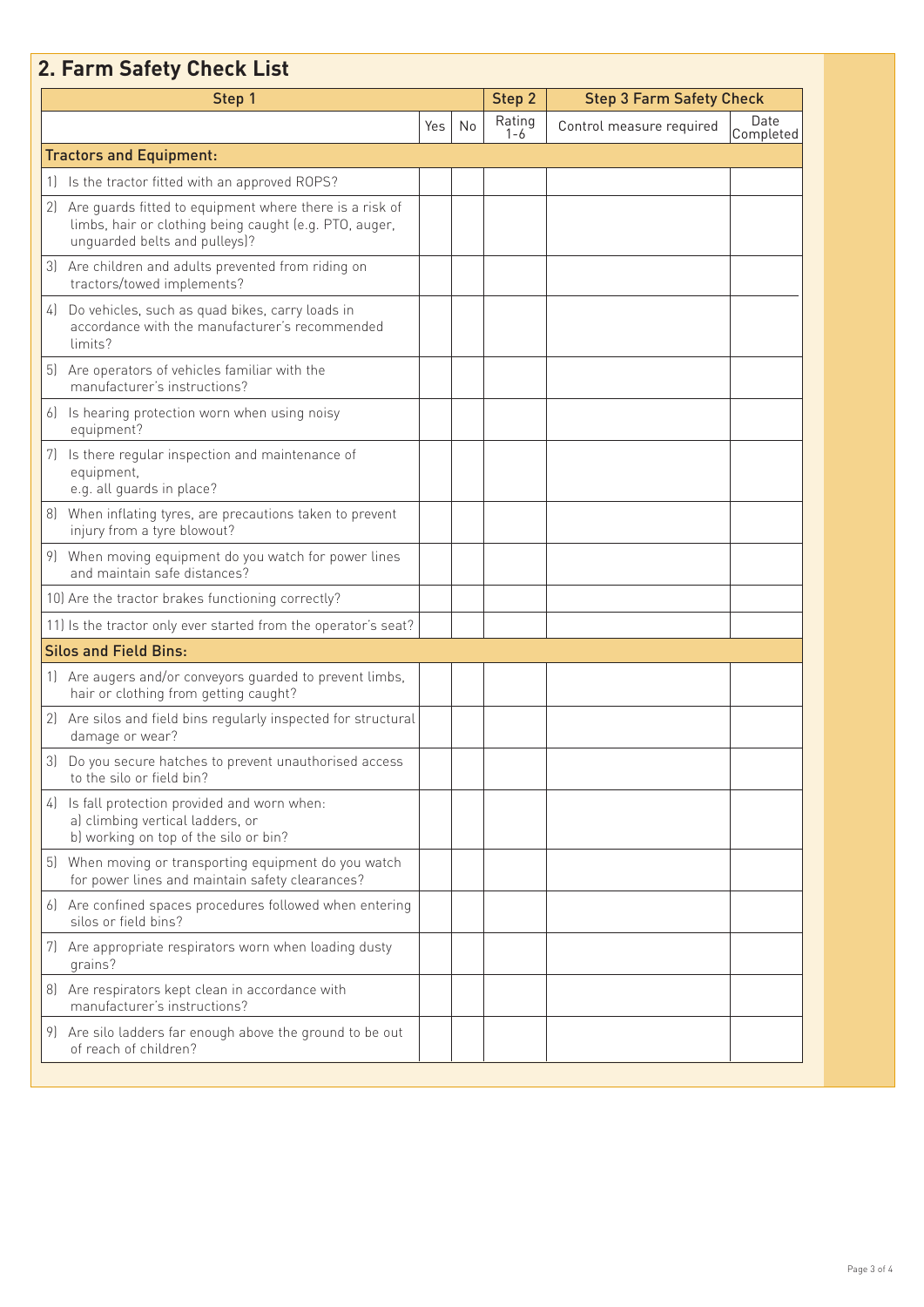## 2. Farm Safety Check List

| Step 1 | | | Step 2 | Step 3 Farm Safety Check | |
|---|---|---|---|---|---|
| | Yes | No | Rating 1-6 | Control measure required | Date Completed |
| **Tractors and Equipment:** | | | | | |
| 1) Is the tractor fitted with an approved ROPS? | | | | | |
| 2) Are guards fitted to equipment where there is a risk of limbs, hair or clothing being caught (e.g. PTO, auger, unguarded belts and pulleys)? | | | | | |
| 3) Are children and adults prevented from riding on tractors/towed implements? | | | | | |
| 4) Do vehicles, such as quad bikes, carry loads in accordance with the manufacturer's recommended limits? | | | | | |
| 5) Are operators of vehicles familiar with the manufacturer's instructions? | | | | | |
| 6) Is hearing protection worn when using noisy equipment? | | | | | |
| 7) Is there regular inspection and maintenance of equipment, e.g. all guards in place? | | | | | |
| 8) When inflating tyres, are precautions taken to prevent injury from a tyre blowout? | | | | | |
| 9) When moving equipment do you watch for power lines and maintain safe distances? | | | | | |
| 10) Are the tractor brakes functioning correctly? | | | | | |
| 11) Is the tractor only ever started from the operator's seat? | | | | | |
| **Silos and Field Bins:** | | | | | |
| 1) Are augers and/or conveyors guarded to prevent limbs, hair or clothing from getting caught? | | | | | |
| 2) Are silos and field bins regularly inspected for structural damage or wear? | | | | | |
| 3) Do you secure hatches to prevent unauthorised access to the silo or field bin? | | | | | |
| 4) Is fall protection provided and worn when: a) climbing vertical ladders, or b) working on top of the silo or bin? | | | | | |
| 5) When moving or transporting equipment do you watch for power lines and maintain safety clearances? | | | | | |
| 6) Are confined spaces procedures followed when entering silos or field bins? | | | | | |
| 7) Are appropriate respirators worn when loading dusty grains? | | | | | |
| 8) Are respirators kept clean in accordance with manufacturer's instructions? | | | | | |
| 9) Are silo ladders far enough above the ground to be out of reach of children? | | | | | |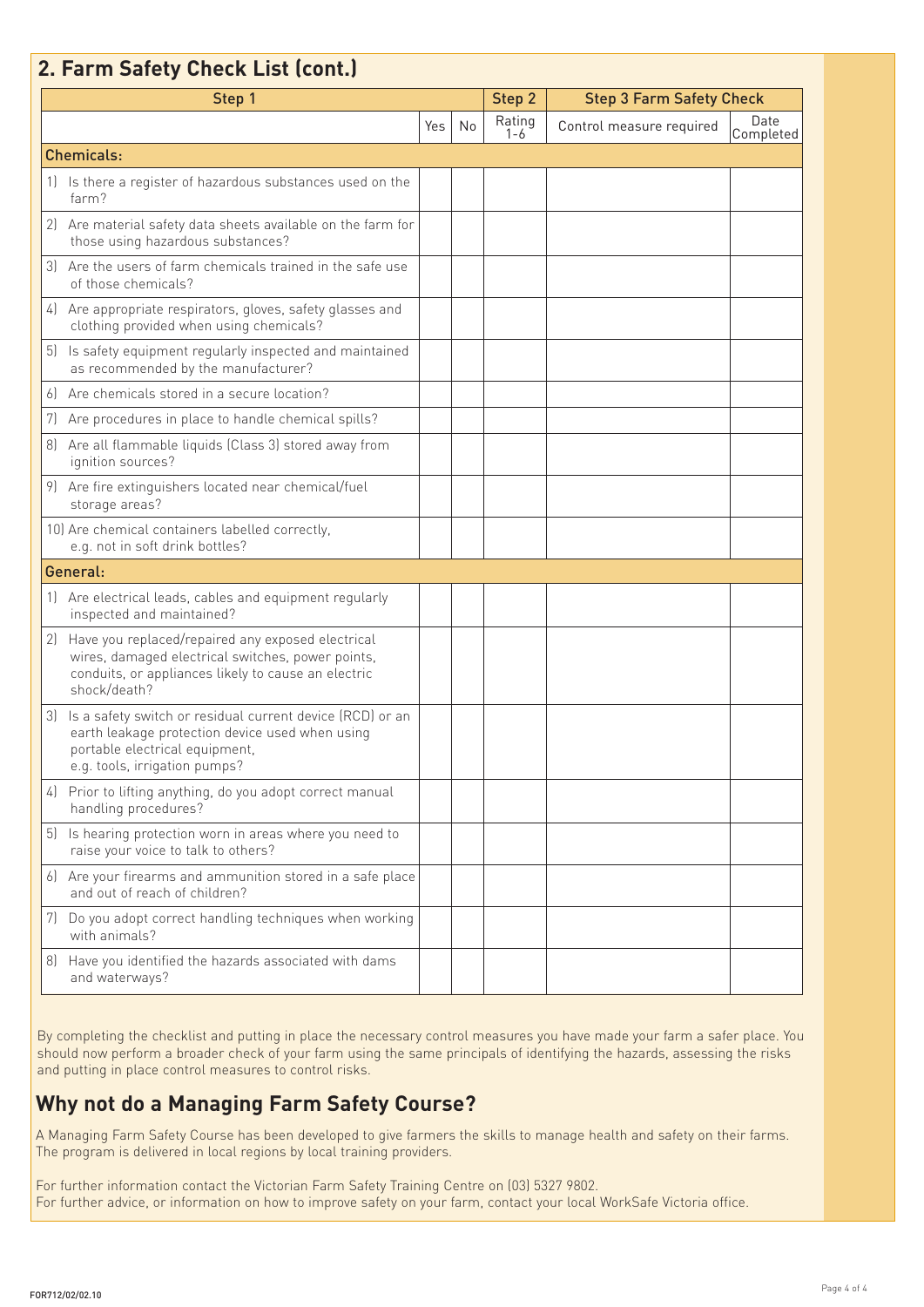## 2. Farm Safety Check List (cont.)

| Step 1 | | | Step 2 | Step 3 Farm Safety Check | |
|---|---|---|---|---|---|
| | Yes | No | Rating 1–6 | Control measure required | Date Completed |
| **Chemicals:** | | | | | |
| 1) Is there a register of hazardous substances used on the farm? | | | | | |
| 2) Are material safety data sheets available on the farm for those using hazardous substances? | | | | | |
| 3) Are the users of farm chemicals trained in the safe use of those chemicals? | | | | | |
| 4) Are appropriate respirators, gloves, safety glasses and clothing provided when using chemicals? | | | | | |
| 5) Is safety equipment regularly inspected and maintained as recommended by the manufacturer? | | | | | |
| 6) Are chemicals stored in a secure location? | | | | | |
| 7) Are procedures in place to handle chemical spills? | | | | | |
| 8) Are all flammable liquids (Class 3) stored away from ignition sources? | | | | | |
| 9) Are fire extinguishers located near chemical/fuel storage areas? | | | | | |
| 10) Are chemical containers labelled correctly, e.g. not in soft drink bottles? | | | | | |
| **General:** | | | | | |
| 1) Are electrical leads, cables and equipment regularly inspected and maintained? | | | | | |
| 2) Have you replaced/repaired any exposed electrical wires, damaged electrical switches, power points, conduits, or appliances likely to cause an electric shock/death? | | | | | |
| 3) Is a safety switch or residual current device (RCD) or an earth leakage protection device used when using portable electrical equipment, e.g. tools, irrigation pumps? | | | | | |
| 4) Prior to lifting anything, do you adopt correct manual handling procedures? | | | | | |
| 5) Is hearing protection worn in areas where you need to raise your voice to talk to others? | | | | | |
| 6) Are your firearms and ammunition stored in a safe place and out of reach of children? | | | | | |
| 7) Do you adopt correct handling techniques when working with animals? | | | | | |
| 8) Have you identified the hazards associated with dams and waterways? | | | | | |

By completing the checklist and putting in place the necessary control measures you have made your farm a safer place. You should now perform a broader check of your farm using the same principals of identifying the hazards, assessing the risks and putting in place control measures to control risks.

## Why not do a Managing Farm Safety Course?

A Managing Farm Safety Course has been developed to give farmers the skills to manage health and safety on their farms. The program is delivered in local regions by local training providers.

For further information contact the Victorian Farm Safety Training Centre on (03) 5327 9802.
For further advice, or information on how to improve safety on your farm, contact your local WorkSafe Victoria office.

FOR712/02/02.10